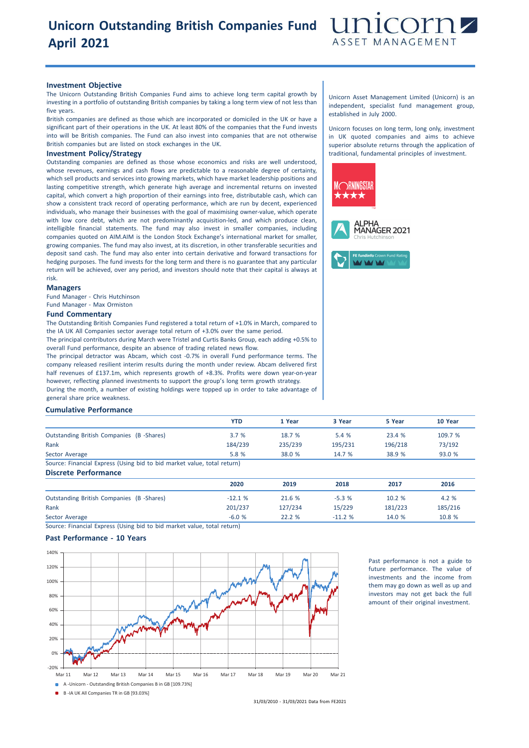# Unicorn Outstanding British Companies Fund April 2021

unicorn ASSET MANAGEMENT

### Investment Objective

The Unicorn Outstanding British Companies Fund aims to achieve long term capital growth by investing in a portfolio of outstanding British companies by taking a long term view of not less than five years.

British companies are defined as those which are incorporated or domiciled in the UK or have a significant part of their operations in the UK. At least 80% of the companies that the Fund invests into will be British companies. The Fund can also invest into companies that are not otherwise British companies but are listed on stock exchanges in the UK.

### Investment Policy/Strategy

Outstanding companies are defined as those whose economics and risks are well understood, whose revenues, earnings and cash flows are predictable to a reasonable degree of certainty, which sell products and services into growing markets, which have market leadership positions and lasting competitive strength, which generate high average and incremental returns on invested capital, which convert a high proportion of their earnings into free, distributable cash, which can show a consistent track record of operating performance, which are run by decent, experienced individuals, who manage their businesses with the goal of maximising owner-value, which operate with low core debt, which are not predominantly acquisition-led, and which produce clean, intelligible financial statements. The fund may also invest in smaller companies, including companies quoted on AIM.AIM is the London Stock Exchange's international market for smaller, growing companies. The fund may also invest, at its discretion, in other transferable securities and deposit sand cash. The fund may also enter into certain derivative and forward transactions for hedging purposes. The fund invests for the long term and there is no guarantee that any particular return will be achieved, over any period, and investors should note that their capital is always at risk.

### Managers

Fund Manager - Chris Hutchinson
Fund Manager - Max Ormiston

### Fund Commentary

The Outstanding British Companies Fund registered a total return of +1.0% in March, compared to the IA UK All Companies sector average total return of +3.0% over the same period.

The principal contributors during March were Tristel and Curtis Banks Group, each adding +0.5% to overall Fund performance, despite an absence of trading related news flow.

The principal detractor was Abcam, which cost -0.7% in overall Fund performance terms. The company released resilient interim results during the month under review. Abcam delivered first half revenues of £137.1m, which represents growth of +8.3%. Profits were down year-on-year however, reflecting planned investments to support the group's long term growth strategy.

During the month, a number of existing holdings were topped up in order to take advantage of general share price weakness.

Unicorn Asset Management Limited (Unicorn) is an independent, specialist fund management group, established in July 2000.

Unicorn focuses on long term, long only, investment in UK quoted companies and aims to achieve superior absolute returns through the application of traditional, fundamental principles of investment.

MORNINGSTAR ★★★★

ALPHA MANAGER 2021 Chris Hutchinson

FE fundinfo Crown Fund Rating

### Cumulative Performance

| | YTD | 1 Year | 3 Year | 5 Year | 10 Year |
|---|---|---|---|---|---|
| Outstanding British Companies (B -Shares) | 3.7 % | 18.7 % | 5.4 % | 23.4 % | 109.7 % |
| Rank | 184/239 | 235/239 | 195/231 | 196/218 | 73/192 |
| Sector Average | 5.8 % | 38.0 % | 14.7 % | 38.9 % | 93.0 % |

Source: Financial Express (Using bid to bid market value, total return)

### Discrete Performance

| | 2020 | 2019 | 2018 | 2017 | 2016 |
|---|---|---|---|---|---|
| Outstanding British Companies (B -Shares) | -12.1 % | 21.6 % | -5.3 % | 10.2 % | 4.2 % |
| Rank | 201/237 | 127/234 | 15/229 | 181/223 | 185/216 |
| Sector Average | -6.0 % | 22.2 % | -11.2 % | 14.0 % | 10.8 % |

Source: Financial Express (Using bid to bid market value, total return)

### Past Performance - 10 Years

A -Unicorn - Outstanding British Companies B in GB [109.73%]

B -IA UK All Companies TR in GB [93.03%]

31/03/2010 - 31/03/2021 Data from FE2021

Past performance is not a guide to future performance. The value of investments and the income from them may go down as well as up and investors may not get back the full amount of their original investment.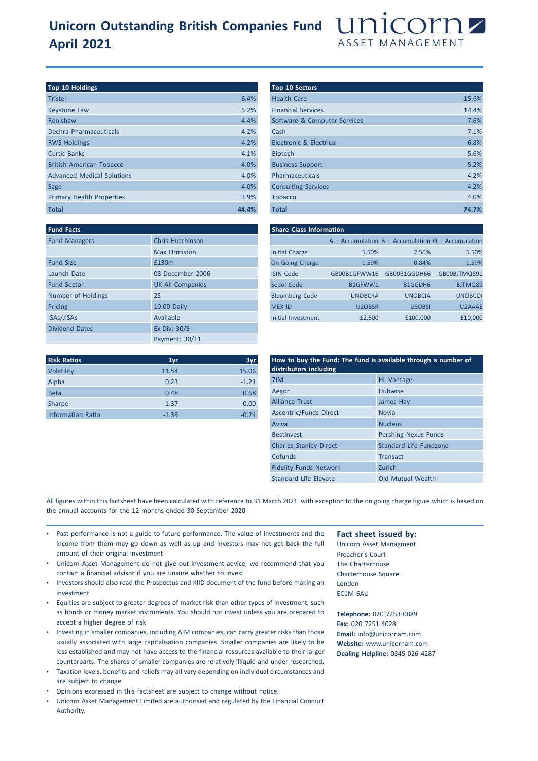# Unicorn Outstanding British Companies Fund April 2021

| Top 10 Holdings | |
|---|---|
| Tristel | 6.4% |
| Keystone Law | 5.2% |
| Renishaw | 4.4% |
| Dechra Pharmaceuticals | 4.2% |
| RWS Holdings | 4.2% |
| Curtis Banks | 4.1% |
| British American Tobacco | 4.0% |
| Advanced Medical Solutions | 4.0% |
| Sage | 4.0% |
| Primary Health Properties | 3.9% |
| **Total** | **44.4%** |

| Top 10 Sectors | |
|---|---|
| Health Care | 15.6% |
| Financial Services | 14.4% |
| Software & Computer Services | 7.6% |
| Cash | 7.1% |
| Electronic & Electrical | 6.8% |
| Biotech | 5.6% |
| Business Support | 5.2% |
| Pharmaceuticals | 4.2% |
| Consulting Services | 4.2% |
| Tobacco | 4.0% |
| **Total** | **74.7%** |

| Fund Facts | |
|---|---|
| Fund Managers | Chris Hutchinson |
| | Max Ormiston |
| Fund Size | £130m |
| Launch Date | 08 December 2006 |
| Fund Sector | UK All Companies |
| Number of Holdings | 25 |
| Pricing | 10:00 Daily |
| ISAs/JISAs | Available |
| Dividend Dates | Ex-Div: 30/9 |
| | Payment: 30/11 |

| Share Class Information | A – Accumulation | B – Accumulation | O – Accumulation |
|---|---|---|---|
| Initial Charge | 5.50% | 2.50% | 5.50% |
| On Going Charge | 1.59% | 0.84% | 1.59% |
| ISIN Code | GB00B1GFWW16 | GB00B1GGDH66 | GB00BJTMQ891 |
| Sedol Code | B1GFWW1 | B1GGDH6 | BJTMQ89 |
| Bloomberg Code | UNOBCRA | UNOBCIA | UNOBCOI |
| MEX ID | U2OBSR | USOBSI | U2AAAE |
| Initial Investment | £2,500 | £100,000 | £10,000 |

| Risk Ratios | 1yr | 3yr |
|---|---|---|
| Volatility | 11.54 | 15.06 |
| Alpha | 0.23 | -1.21 |
| Beta | 0.48 | 0.68 |
| Sharpe | 1.37 | 0.00 |
| Information Ratio | -1.39 | -0.24 |

| How to buy the Fund: The fund is available through a number of distributors including | |
|---|---|
| 7IM | HL Vantage |
| Aegon | Hubwise |
| Alliance Trust | James Hay |
| Ascentric/Funds Direct | Novia |
| Aviva | Nucleus |
| Bestinvest | Pershing Nexus Funds |
| Charles Stanley Direct | Standard Life Fundzone |
| Cofunds | Transact |
| Fidelity Funds Network | Zurich |
| Standard Life Elevate | Old Mutual Wealth |

All figures within this factsheet have been calculated with reference to 31 March 2021 with exception to the on going charge figure which is based on the annual accounts for the 12 months ended 30 September 2020

- Past performance is not a guide to future performance. The value of investments and the income from them may go down as well as up and investors may not get back the full amount of their original investment
- Unicorn Asset Management do not give out investment advice, we recommend that you contact a financial advisor if you are unsure whether to invest
- Investors should also read the Prospectus and KIID document of the fund before making an investment
- Equities are subject to greater degrees of market risk than other types of investment, such as bonds or money market instruments. You should not invest unless you are prepared to accept a higher degree of risk
- Investing in smaller companies, including AIM companies, can carry greater risks than those usually associated with large capitalisation companies. Smaller companies are likely to be less established and may not have access to the financial resources available to their larger counterparts. The shares of smaller companies are relatively illiquid and under-researched.
- Taxation levels, benefits and reliefs may all vary depending on individual circumstances and are subject to change
- Opinions expressed in this factsheet are subject to change without notice.
- Unicorn Asset Management Limited are authorised and regulated by the Financial Conduct Authority.

**Fact sheet issued by:**

Unicorn Asset Managment
Preacher's Court
The Charterhouse
Charterhouse Square
London
EC1M 6AU

**Telephone:** 020 7253 0889
**Fax:** 020 7251 4028
**Email:** info@unicornam.com
**Website:** www.unicornam.com
**Dealing Helpline:** 0345 026 4287